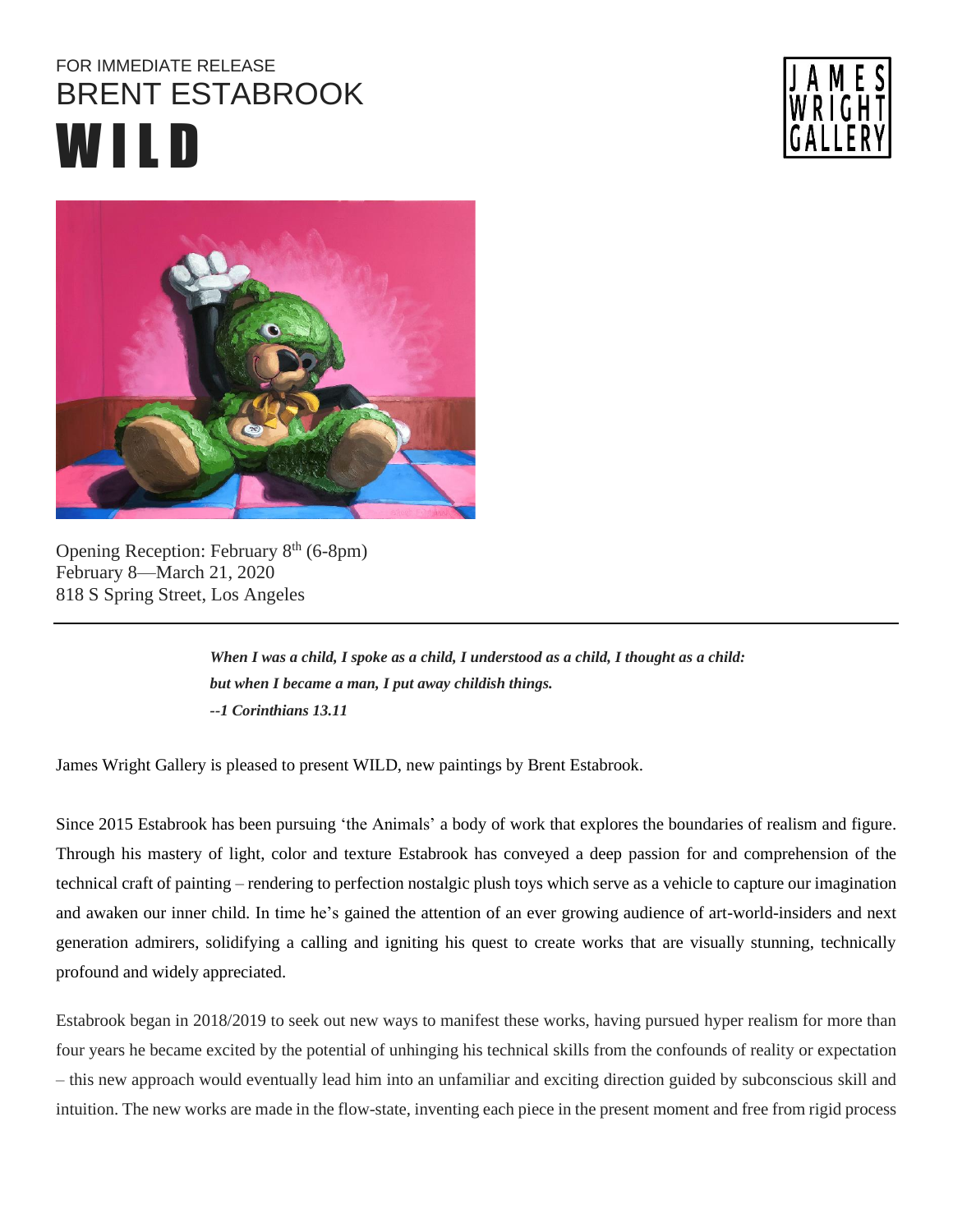FOR IMMEDIATE RELEASE

# BRENT ESTABROOK

# WILD

JAMES WRIGHT GALLERY

Opening Reception: February 8th (6-8pm)
February 8—March 21, 2020
818 S Spring Street, Los Angeles

---

> ***When I was a child, I spoke as a child, I understood as a child, I thought as a child: but when I became a man, I put away childish things.***
> ***--1 Corinthians 13.11***

James Wright Gallery is pleased to present WILD, new paintings by Brent Estabrook.

Since 2015 Estabrook has been pursuing 'the Animals' a body of work that explores the boundaries of realism and figure. Through his mastery of light, color and texture Estabrook has conveyed a deep passion for and comprehension of the technical craft of painting – rendering to perfection nostalgic plush toys which serve as a vehicle to capture our imagination and awaken our inner child. In time he's gained the attention of an ever growing audience of art-world-insiders and next generation admirers, solidifying a calling and igniting his quest to create works that are visually stunning, technically profound and widely appreciated.

Estabrook began in 2018/2019 to seek out new ways to manifest these works, having pursued hyper realism for more than four years he became excited by the potential of unhinging his technical skills from the confounds of reality or expectation – this new approach would eventually lead him into an unfamiliar and exciting direction guided by subconscious skill and intuition. The new works are made in the flow-state, inventing each piece in the present moment and free from rigid process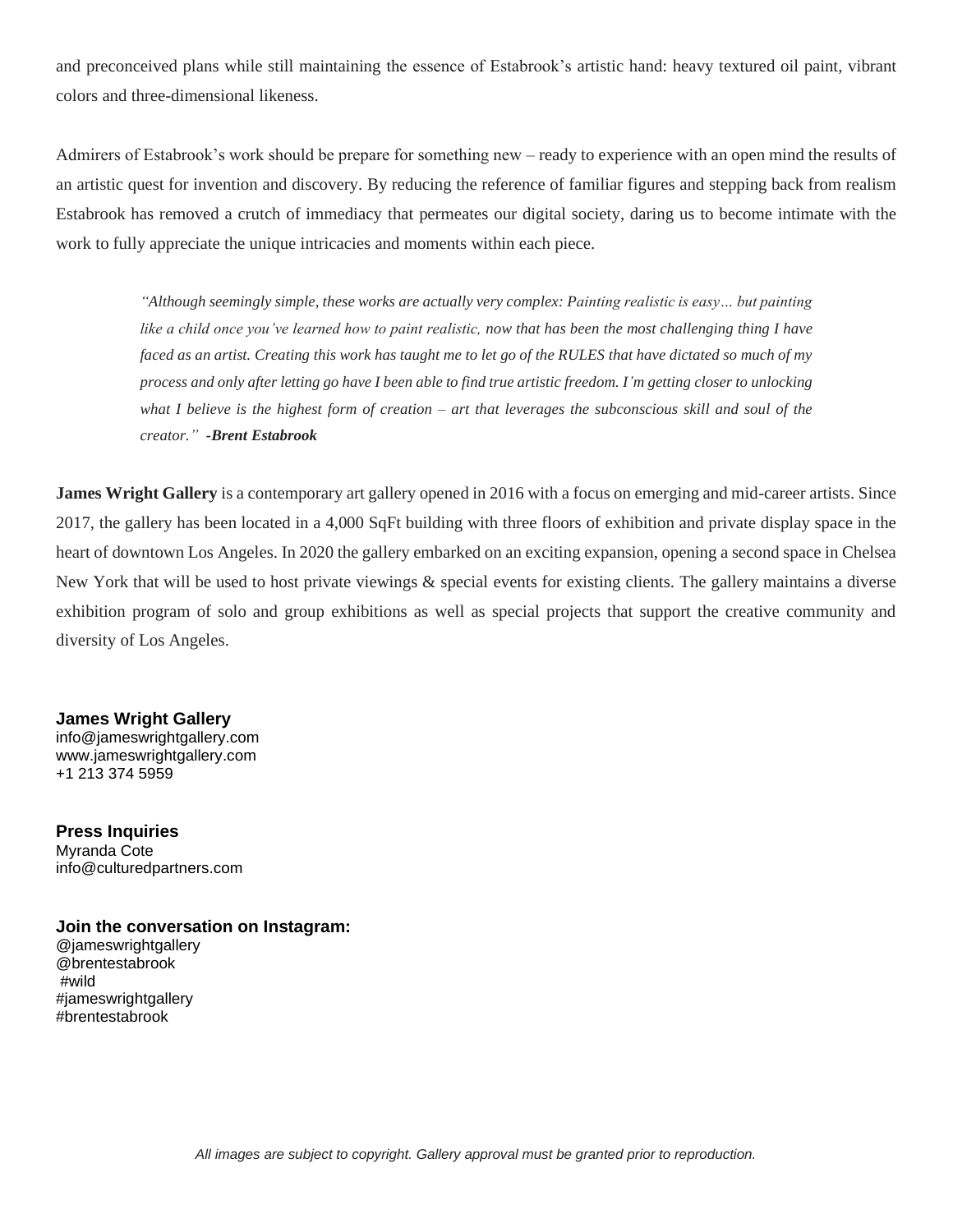and preconceived plans while still maintaining the essence of Estabrook's artistic hand: heavy textured oil paint, vibrant colors and three-dimensional likeness.

Admirers of Estabrook's work should be prepare for something new – ready to experience with an open mind the results of an artistic quest for invention and discovery. By reducing the reference of familiar figures and stepping back from realism Estabrook has removed a crutch of immediacy that permeates our digital society, daring us to become intimate with the work to fully appreciate the unique intricacies and moments within each piece.

> *"Although seemingly simple, these works are actually very complex: Painting realistic is easy… but painting like a child once you've learned how to paint realistic, now that has been the most challenging thing I have faced as an artist. Creating this work has taught me to let go of the RULES that have dictated so much of my process and only after letting go have I been able to find true artistic freedom. I'm getting closer to unlocking what I believe is the highest form of creation – art that leverages the subconscious skill and soul of the creator."* ***-Brent Estabrook***

**James Wright Gallery** is a contemporary art gallery opened in 2016 with a focus on emerging and mid-career artists. Since 2017, the gallery has been located in a 4,000 SqFt building with three floors of exhibition and private display space in the heart of downtown Los Angeles. In 2020 the gallery embarked on an exciting expansion, opening a second space in Chelsea New York that will be used to host private viewings & special events for existing clients. The gallery maintains a diverse exhibition program of solo and group exhibitions as well as special projects that support the creative community and diversity of Los Angeles.

**James Wright Gallery**
info@jameswrightgallery.com
www.jameswrightgallery.com
+1 213 374 5959

**Press Inquiries**
Myranda Cote
info@culturedpartners.com

**Join the conversation on Instagram:**
@jameswrightgallery
@brentestabrook
#wild
#jameswrightgallery
#brentestabrook

*All images are subject to copyright. Gallery approval must be granted prior to reproduction.*